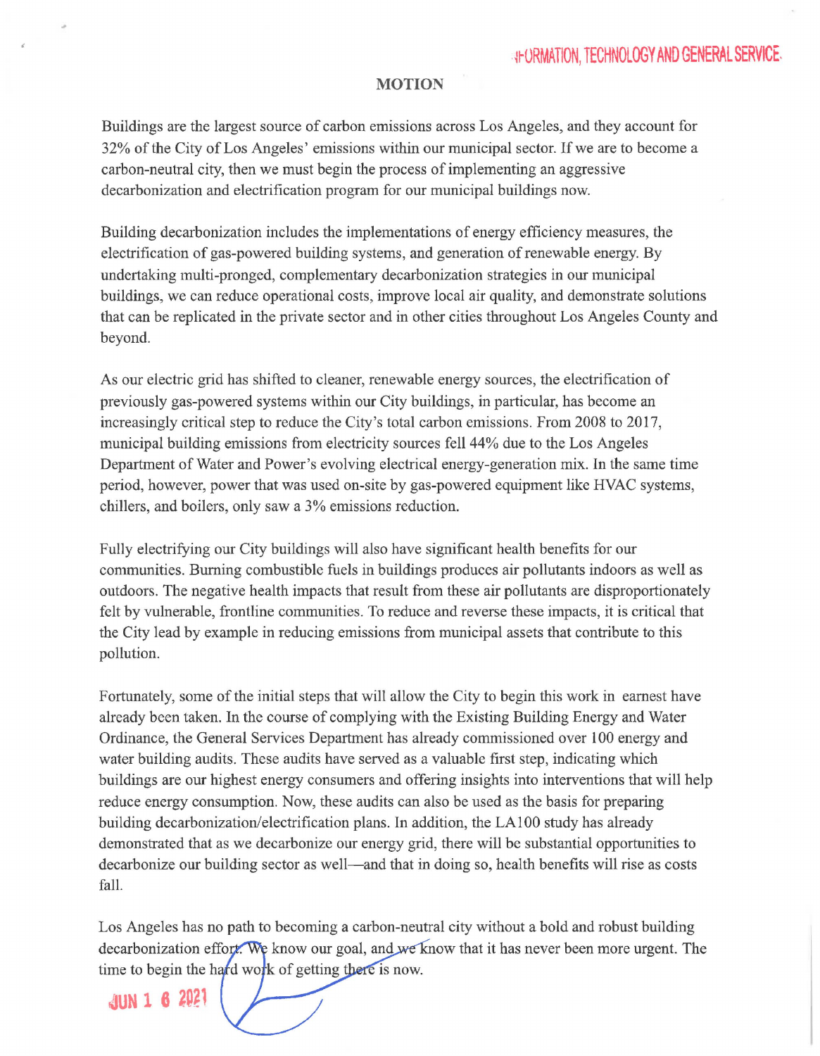INFORMATION, TECHNOLOGY AND GENERAL SERVICE

# MOTION

Buildings are the largest source of carbon emissions across Los Angeles, and they account for 32% of the City of Los Angeles' emissions within our municipal sector. If we are to become a carbon-neutral city, then we must begin the process of implementing an aggressive decarbonization and electrification program for our municipal buildings now.

Building decarbonization includes the implementations of energy efficiency measures, the electrification of gas-powered building systems, and generation of renewable energy. By undertaking multi-pronged, complementary decarbonization strategies in our municipal buildings, we can reduce operational costs, improve local air quality, and demonstrate solutions that can be replicated in the private sector and in other cities throughout Los Angeles County and beyond.

As our electric grid has shifted to cleaner, renewable energy sources, the electrification of previously gas-powered systems within our City buildings, in particular, has become an increasingly critical step to reduce the City's total carbon emissions. From 2008 to 2017, municipal building emissions from electricity sources fell 44% due to the Los Angeles Department of Water and Power's evolving electrical energy-generation mix. In the same time period, however, power that was used on-site by gas-powered equipment like HVAC systems, chillers, and boilers, only saw a 3% emissions reduction.

Fully electrifying our City buildings will also have significant health benefits for our communities. Burning combustible fuels in buildings produces air pollutants indoors as well as outdoors. The negative health impacts that result from these air pollutants are disproportionately felt by vulnerable, frontline communities. To reduce and reverse these impacts, it is critical that the City lead by example in reducing emissions from municipal assets that contribute to this pollution.

Fortunately, some of the initial steps that will allow the City to begin this work in earnest have already been taken. In the course of complying with the Existing Building Energy and Water Ordinance, the General Services Department has already commissioned over 100 energy and water building audits. These audits have served as a valuable first step, indicating which buildings are our highest energy consumers and offering insights into interventions that will help reduce energy consumption. Now, these audits can also be used as the basis for preparing building decarbonization/electrification plans. In addition, the LA100 study has already demonstrated that as we decarbonize our energy grid, there will be substantial opportunities to decarbonize our building sector as well—and that in doing so, health benefits will rise as costs fall.

Los Angeles has no path to becoming a carbon-neutral city without a bold and robust building decarbonization effort. We know our goal, and we know that it has never been more urgent. The time to begin the hard work of getting there is now.

JUN 1 6 2021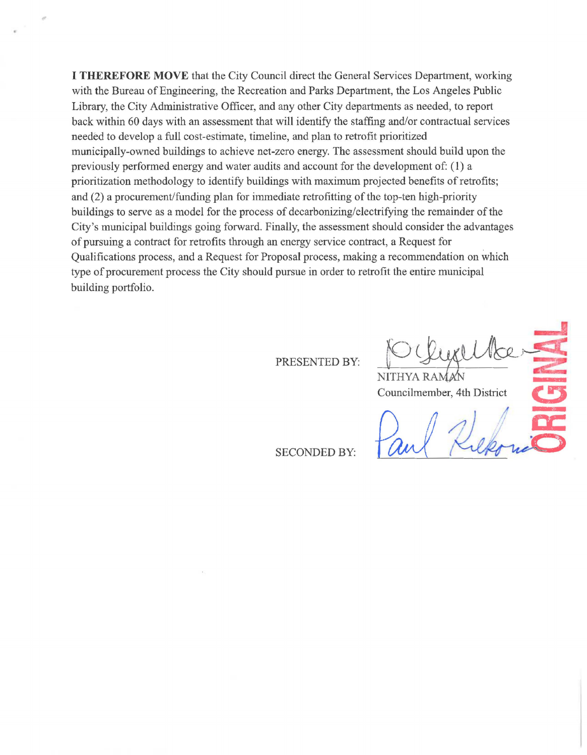**I THEREFORE MOVE** that the City Council direct the General Services Department, working with the Bureau of Engineering, the Recreation and Parks Department, the Los Angeles Public Library, the City Administrative Officer, and any other City departments as needed, to report back within 60 days with an assessment that will identify the staffing and/or contractual services needed to develop a full cost-estimate, timeline, and plan to retrofit prioritized municipally-owned buildings to achieve net-zero energy. The assessment should build upon the previously performed energy and water audits and account for the development of: (1) a prioritization methodology to identify buildings with maximum projected benefits of retrofits; and (2) a procurement/funding plan for immediate retrofitting of the top-ten high-priority buildings to serve as a model for the process of decarbonizing/electrifying the remainder of the City's municipal buildings going forward. Finally, the assessment should consider the advantages of pursuing a contract for retrofits through an energy service contract, a Request for Qualifications process, and a Request for Proposal process, making a recommendation on which type of procurement process the City should pursue in order to retrofit the entire municipal building portfolio.

PRESENTED BY: NITHYA RAMAN
Councilmember, 4th District

SECONDED BY:

ORIGINAL